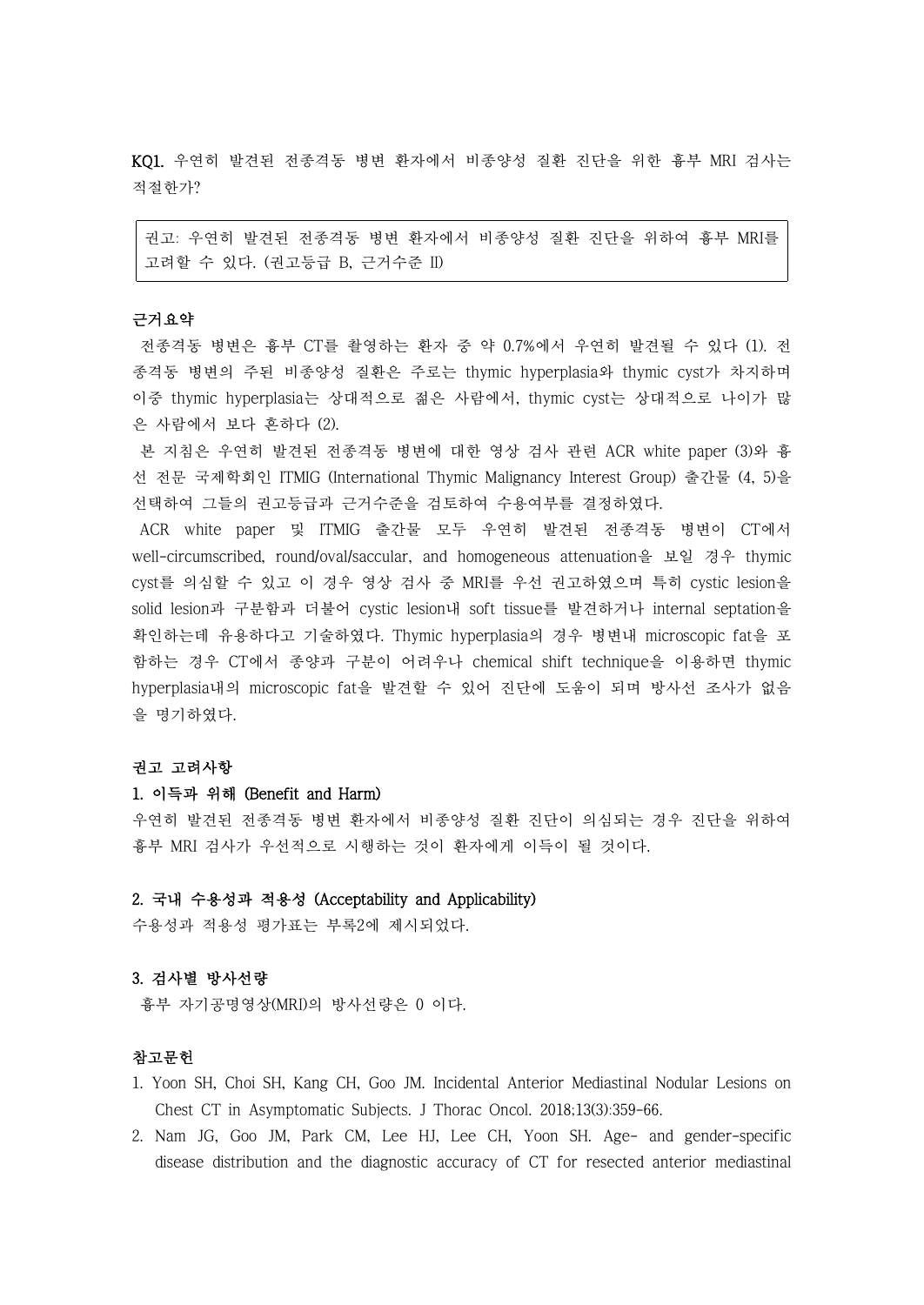**KQ1.** 우연히 발견된 전종격동 병변 환자에서 비종양성 질환 진단을 위한 흉부 MRI 검사는 적절한가?

> 권고: 우연히 발견된 전종격동 병변 환자에서 비종양성 질환 진단을 위하여 흉부 MRI를 고려할 수 있다. (권고등급 B, 근거수준 II)

**근거요약**

전종격동 병변은 흉부 CT를 촬영하는 환자 중 약 0.7%에서 우연히 발견될 수 있다 (1). 전종격동 병변의 주된 비종양성 질환은 주로는 thymic hyperplasia와 thymic cyst가 차지하며 이중 thymic hyperplasia는 상대적으로 젊은 사람에서, thymic cyst는 상대적으로 나이가 많은 사람에서 보다 흔하다 (2).

본 지침은 우연히 발견된 전종격동 병변에 대한 영상 검사 관련 ACR white paper (3)와 흉선 전문 국제학회인 ITMIG (International Thymic Malignancy Interest Group) 출간물 (4, 5)을 선택하여 그들의 권고등급과 근거수준을 검토하여 수용여부를 결정하였다.

ACR white paper 및 ITMIG 출간물 모두 우연히 발견된 전종격동 병변이 CT에서 well-circumscribed, round/oval/saccular, and homogeneous attenuation을 보일 경우 thymic cyst를 의심할 수 있고 이 경우 영상 검사 중 MRI를 우선 권고하였으며 특히 cystic lesion을 solid lesion과 구분함과 더불어 cystic lesion내 soft tissue를 발견하거나 internal septation을 확인하는데 유용하다고 기술하였다. Thymic hyperplasia의 경우 병변내 microscopic fat을 포함하는 경우 CT에서 종양과 구분이 어려우나 chemical shift technique을 이용하면 thymic hyperplasia내의 microscopic fat을 발견할 수 있어 진단에 도움이 되며 방사선 조사가 없음을 명기하였다.

**권고 고려사항**

**1. 이득과 위해 (Benefit and Harm)**

우연히 발견된 전종격동 병변 환자에서 비종양성 질환 진단이 의심되는 경우 진단을 위하여 흉부 MRI 검사가 우선적으로 시행하는 것이 환자에게 이득이 될 것이다.

**2. 국내 수용성과 적용성 (Acceptability and Applicability)**

수용성과 적용성 평가표는 부록2에 제시되었다.

**3. 검사별 방사선량**

흉부 자기공명영상(MRI)의 방사선량은 0 이다.

**참고문헌**

1. Yoon SH, Choi SH, Kang CH, Goo JM. Incidental Anterior Mediastinal Nodular Lesions on Chest CT in Asymptomatic Subjects. J Thorac Oncol. 2018;13(3):359-66.
2. Nam JG, Goo JM, Park CM, Lee HJ, Lee CH, Yoon SH. Age- and gender-specific disease distribution and the diagnostic accuracy of CT for resected anterior mediastinal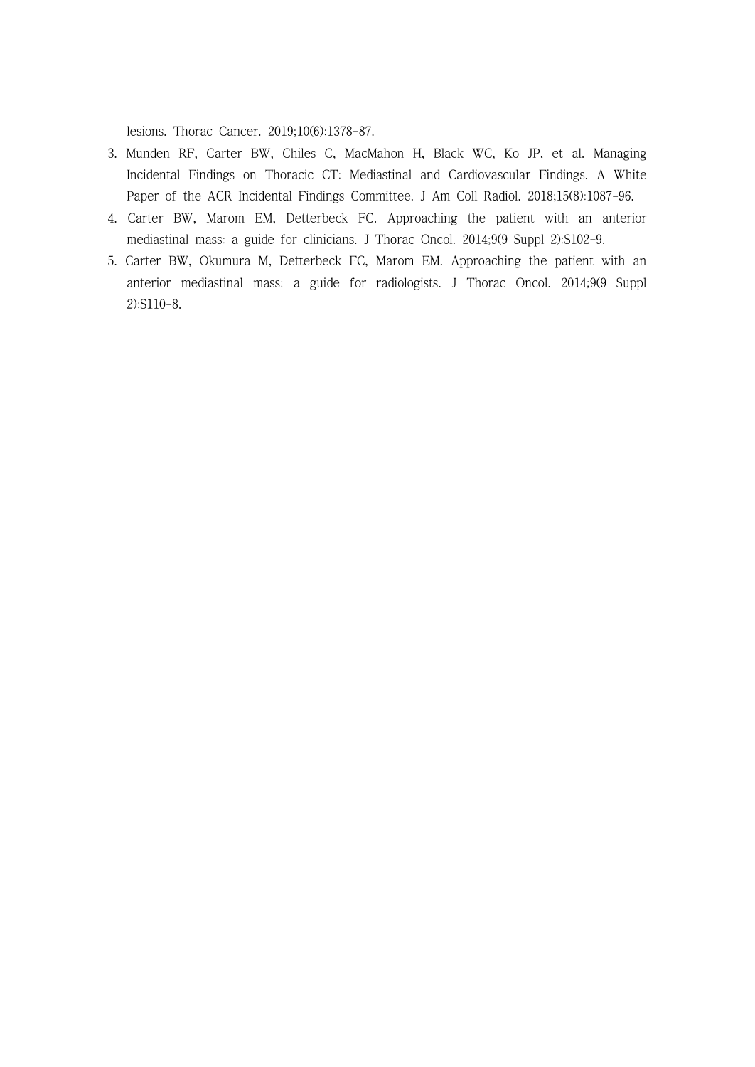lesions. Thorac Cancer. 2019;10(6):1378-87.

3. Munden RF, Carter BW, Chiles C, MacMahon H, Black WC, Ko JP, et al. Managing Incidental Findings on Thoracic CT: Mediastinal and Cardiovascular Findings. A White Paper of the ACR Incidental Findings Committee. J Am Coll Radiol. 2018;15(8):1087-96.
4. Carter BW, Marom EM, Detterbeck FC. Approaching the patient with an anterior mediastinal mass: a guide for clinicians. J Thorac Oncol. 2014;9(9 Suppl 2):S102-9.
5. Carter BW, Okumura M, Detterbeck FC, Marom EM. Approaching the patient with an anterior mediastinal mass: a guide for radiologists. J Thorac Oncol. 2014;9(9 Suppl 2):S110-8.